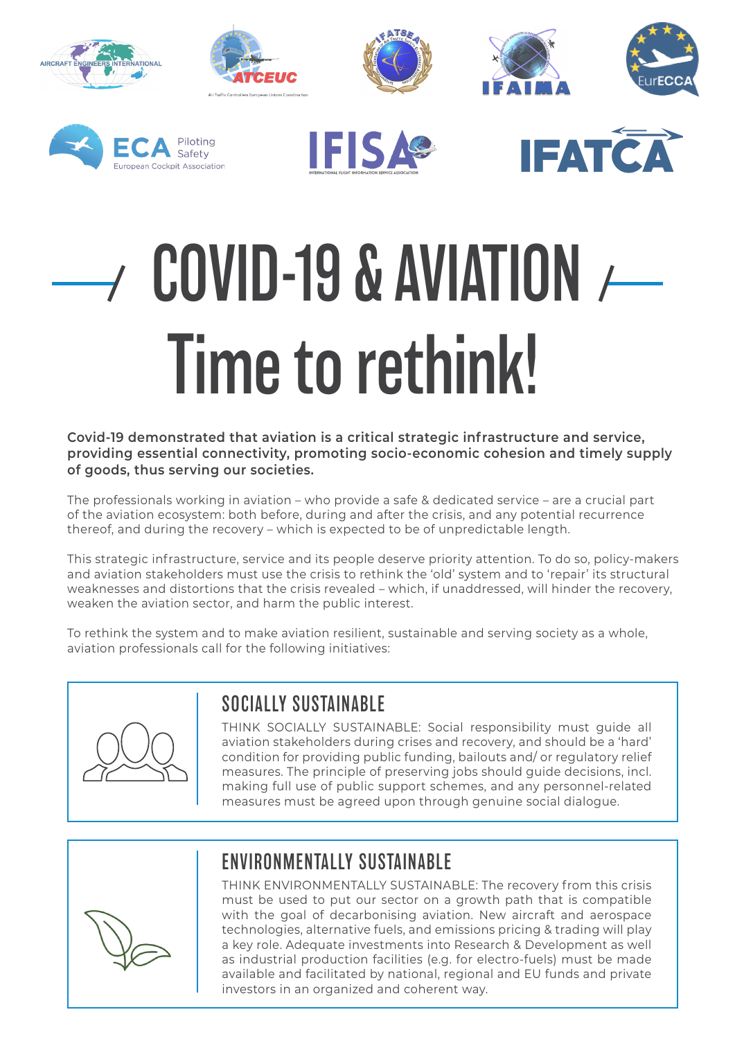# COVID-19 & AVIATION Time to rethink!

**Covid-19 demonstrated that aviation is a critical strategic infrastructure and service, providing essential connectivity, promoting socio-economic cohesion and timely supply of goods, thus serving our societies.**

The professionals working in aviation – who provide a safe & dedicated service – are a crucial part of the aviation ecosystem: both before, during and after the crisis, and any potential recurrence thereof, and during the recovery – which is expected to be of unpredictable length.

This strategic infrastructure, service and its people deserve priority attention. To do so, policy-makers and aviation stakeholders must use the crisis to rethink the 'old' system and to 'repair' its structural weaknesses and distortions that the crisis revealed – which, if unaddressed, will hinder the recovery, weaken the aviation sector, and harm the public interest.

To rethink the system and to make aviation resilient, sustainable and serving society as a whole, aviation professionals call for the following initiatives:

## SOCIALLY SUSTAINABLE

THINK SOCIALLY SUSTAINABLE: Social responsibility must guide all aviation stakeholders during crises and recovery, and should be a 'hard' condition for providing public funding, bailouts and/ or regulatory relief measures. The principle of preserving jobs should guide decisions, incl. making full use of public support schemes, and any personnel-related measures must be agreed upon through genuine social dialogue.

## ENVIRONMENTALLY SUSTAINABLE

THINK ENVIRONMENTALLY SUSTAINABLE: The recovery from this crisis must be used to put our sector on a growth path that is compatible with the goal of decarbonising aviation. New aircraft and aerospace technologies, alternative fuels, and emissions pricing & trading will play a key role. Adequate investments into Research & Development as well as industrial production facilities (e.g. for electro-fuels) must be made available and facilitated by national, regional and EU funds and private investors in an organized and coherent way.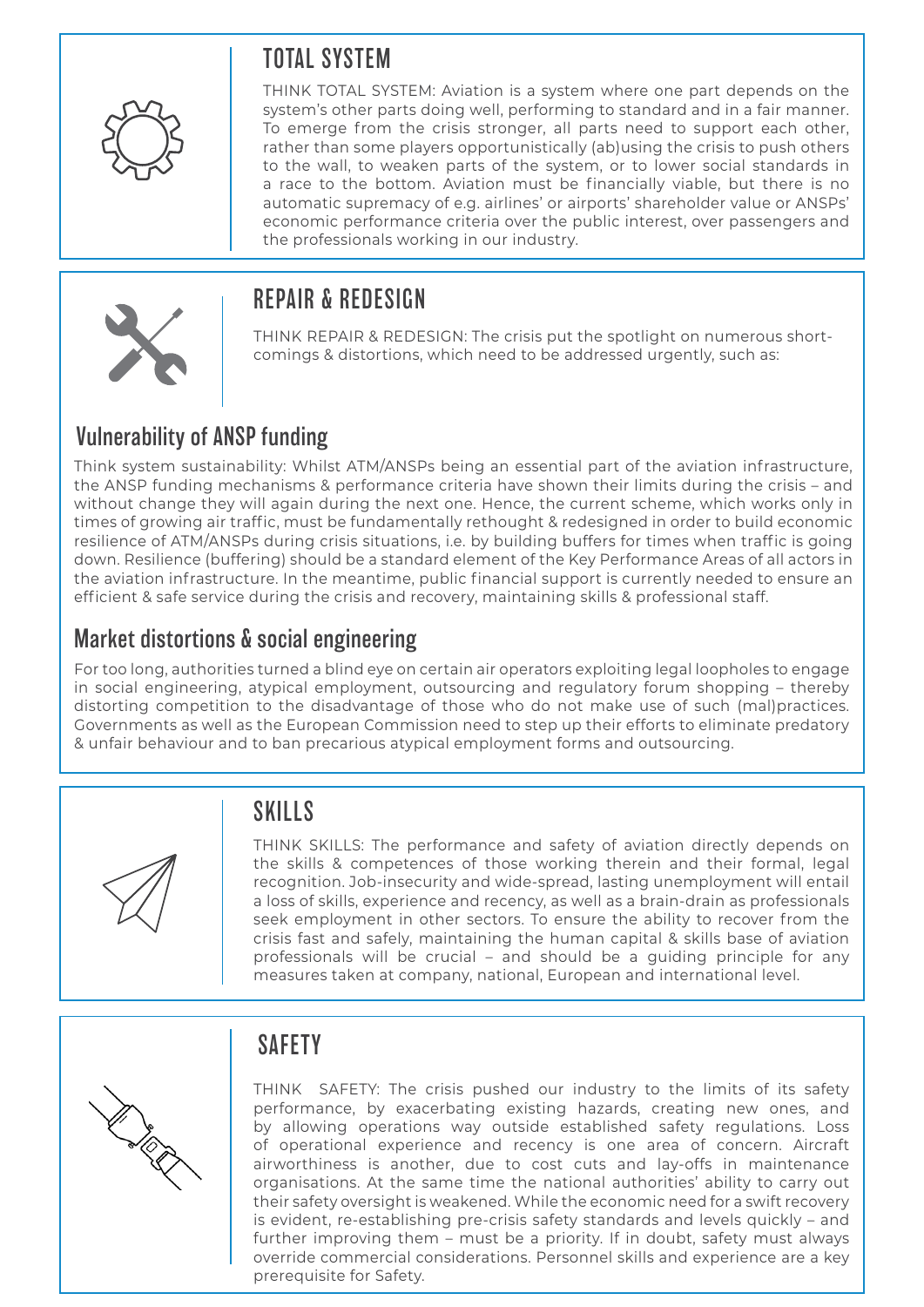## TOTAL SYSTEM

THINK TOTAL SYSTEM: Aviation is a system where one part depends on the system's other parts doing well, performing to standard and in a fair manner. To emerge from the crisis stronger, all parts need to support each other, rather than some players opportunistically (ab)using the crisis to push others to the wall, to weaken parts of the system, or to lower social standards in a race to the bottom. Aviation must be financially viable, but there is no automatic supremacy of e.g. airlines' or airports' shareholder value or ANSPs' economic performance criteria over the public interest, over passengers and the professionals working in our industry.

## REPAIR & REDESIGN

THINK REPAIR & REDESIGN: The crisis put the spotlight on numerous short-comings & distortions, which need to be addressed urgently, such as:

### Vulnerability of ANSP funding

Think system sustainability: Whilst ATM/ANSPs being an essential part of the aviation infrastructure, the ANSP funding mechanisms & performance criteria have shown their limits during the crisis – and without change they will again during the next one. Hence, the current scheme, which works only in times of growing air traffic, must be fundamentally rethought & redesigned in order to build economic resilience of ATM/ANSPs during crisis situations, i.e. by building buffers for times when traffic is going down. Resilience (buffering) should be a standard element of the Key Performance Areas of all actors in the aviation infrastructure. In the meantime, public financial support is currently needed to ensure an efficient & safe service during the crisis and recovery, maintaining skills & professional staff.

### Market distortions & social engineering

For too long, authorities turned a blind eye on certain air operators exploiting legal loopholes to engage in social engineering, atypical employment, outsourcing and regulatory forum shopping – thereby distorting competition to the disadvantage of those who do not make use of such (mal)practices. Governments as well as the European Commission need to step up their efforts to eliminate predatory & unfair behaviour and to ban precarious atypical employment forms and outsourcing.

## SKILLS

THINK SKILLS: The performance and safety of aviation directly depends on the skills & competences of those working therein and their formal, legal recognition. Job-insecurity and wide-spread, lasting unemployment will entail a loss of skills, experience and recency, as well as a brain-drain as professionals seek employment in other sectors. To ensure the ability to recover from the crisis fast and safely, maintaining the human capital & skills base of aviation professionals will be crucial – and should be a guiding principle for any measures taken at company, national, European and international level.

## SAFETY

THINK SAFETY: The crisis pushed our industry to the limits of its safety performance, by exacerbating existing hazards, creating new ones, and by allowing operations way outside established safety regulations. Loss of operational experience and recency is one area of concern. Aircraft airworthiness is another, due to cost cuts and lay-offs in maintenance organisations. At the same time the national authorities' ability to carry out their safety oversight is weakened. While the economic need for a swift recovery is evident, re-establishing pre-crisis safety standards and levels quickly – and further improving them – must be a priority. If in doubt, safety must always override commercial considerations. Personnel skills and experience are a key prerequisite for Safety.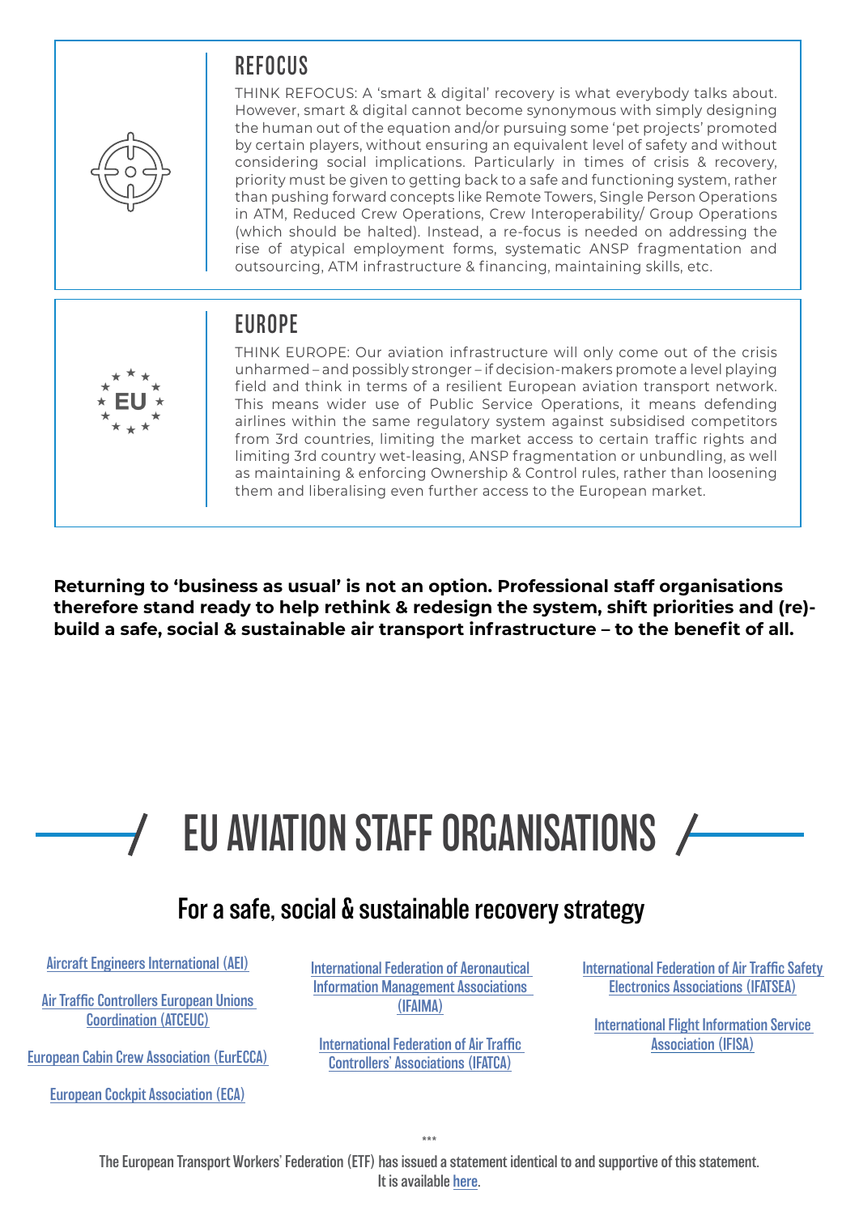## REFOCUS

THINK REFOCUS: A 'smart & digital' recovery is what everybody talks about. However, smart & digital cannot become synonymous with simply designing the human out of the equation and/or pursuing some 'pet projects' promoted by certain players, without ensuring an equivalent level of safety and without considering social implications. Particularly in times of crisis & recovery, priority must be given to getting back to a safe and functioning system, rather than pushing forward concepts like Remote Towers, Single Person Operations in ATM, Reduced Crew Operations, Crew Interoperability/ Group Operations (which should be halted). Instead, a re-focus is needed on addressing the rise of atypical employment forms, systematic ANSP fragmentation and outsourcing, ATM infrastructure & financing, maintaining skills, etc.

## EUROPE

THINK EUROPE: Our aviation infrastructure will only come out of the crisis unharmed – and possibly stronger – if decision-makers promote a level playing field and think in terms of a resilient European aviation transport network. This means wider use of Public Service Operations, it means defending airlines within the same regulatory system against subsidised competitors from 3rd countries, limiting the market access to certain traffic rights and limiting 3rd country wet-leasing, ANSP fragmentation or unbundling, as well as maintaining & enforcing Ownership & Control rules, rather than loosening them and liberalising even further access to the European market.

**Returning to 'business as usual' is not an option. Professional staff organisations therefore stand ready to help rethink & redesign the system, shift priorities and (re)-build a safe, social & sustainable air transport infrastructure – to the benefit of all.**

# EU AVIATION STAFF ORGANISATIONS

## For a safe, social & sustainable recovery strategy

Aircraft Engineers International (AEI)

Air Traffic Controllers European Unions Coordination (ATCEUC)

European Cabin Crew Association (EurECCA)

European Cockpit Association (ECA)

International Federation of Aeronautical Information Management Associations (IFAIMA)

International Federation of Air Traffic Controllers' Associations (IFATCA)

International Federation of Air Traffic Safety Electronics Associations (IFATSEA)

International Flight Information Service Association (IFISA)

***

The European Transport Workers' Federation (ETF) has issued a statement identical to and supportive of this statement. It is available here.